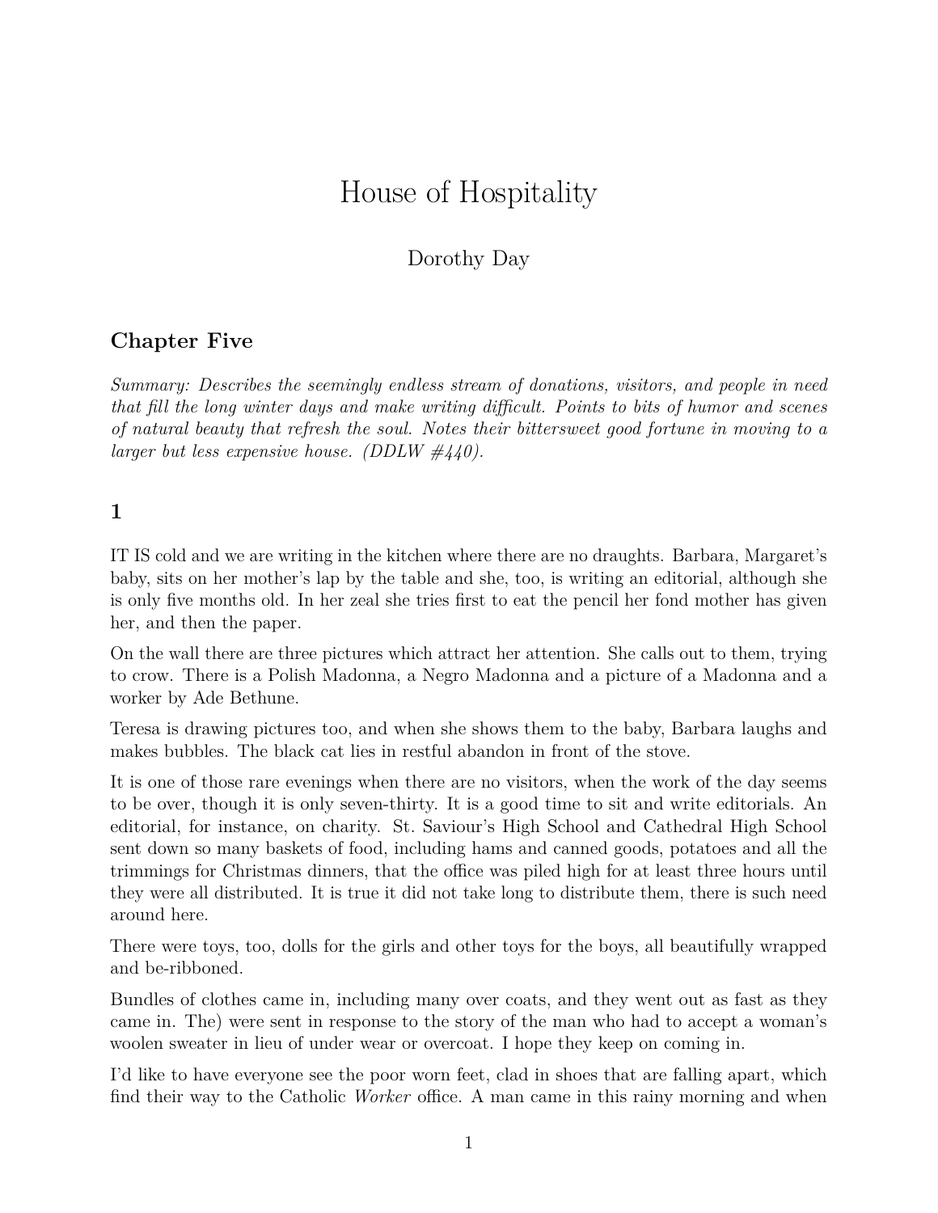# House of Hospitality

Dorothy Day

## Chapter Five

*Summary: Describes the seemingly endless stream of donations, visitors, and people in need that fill the long winter days and make writing difficult. Points to bits of humor and scenes of natural beauty that refresh the soul. Notes their bittersweet good fortune in moving to a larger but less expensive house. (DDLW #440).*

### 1

IT IS cold and we are writing in the kitchen where there are no draughts. Barbara, Margaret's baby, sits on her mother's lap by the table and she, too, is writing an editorial, although she is only five months old. In her zeal she tries first to eat the pencil her fond mother has given her, and then the paper.

On the wall there are three pictures which attract her attention. She calls out to them, trying to crow. There is a Polish Madonna, a Negro Madonna and a picture of a Madonna and a worker by Ade Bethune.

Teresa is drawing pictures too, and when she shows them to the baby, Barbara laughs and makes bubbles. The black cat lies in restful abandon in front of the stove.

It is one of those rare evenings when there are no visitors, when the work of the day seems to be over, though it is only seven-thirty. It is a good time to sit and write editorials. An editorial, for instance, on charity. St. Saviour's High School and Cathedral High School sent down so many baskets of food, including hams and canned goods, potatoes and all the trimmings for Christmas dinners, that the office was piled high for at least three hours until they were all distributed. It is true it did not take long to distribute them, there is such need around here.

There were toys, too, dolls for the girls and other toys for the boys, all beautifully wrapped and be-ribboned.

Bundles of clothes came in, including many over coats, and they went out as fast as they came in. The) were sent in response to the story of the man who had to accept a woman's woolen sweater in lieu of under wear or overcoat. I hope they keep on coming in.

I'd like to have everyone see the poor worn feet, clad in shoes that are falling apart, which find their way to the Catholic *Worker* office. A man came in this rainy morning and when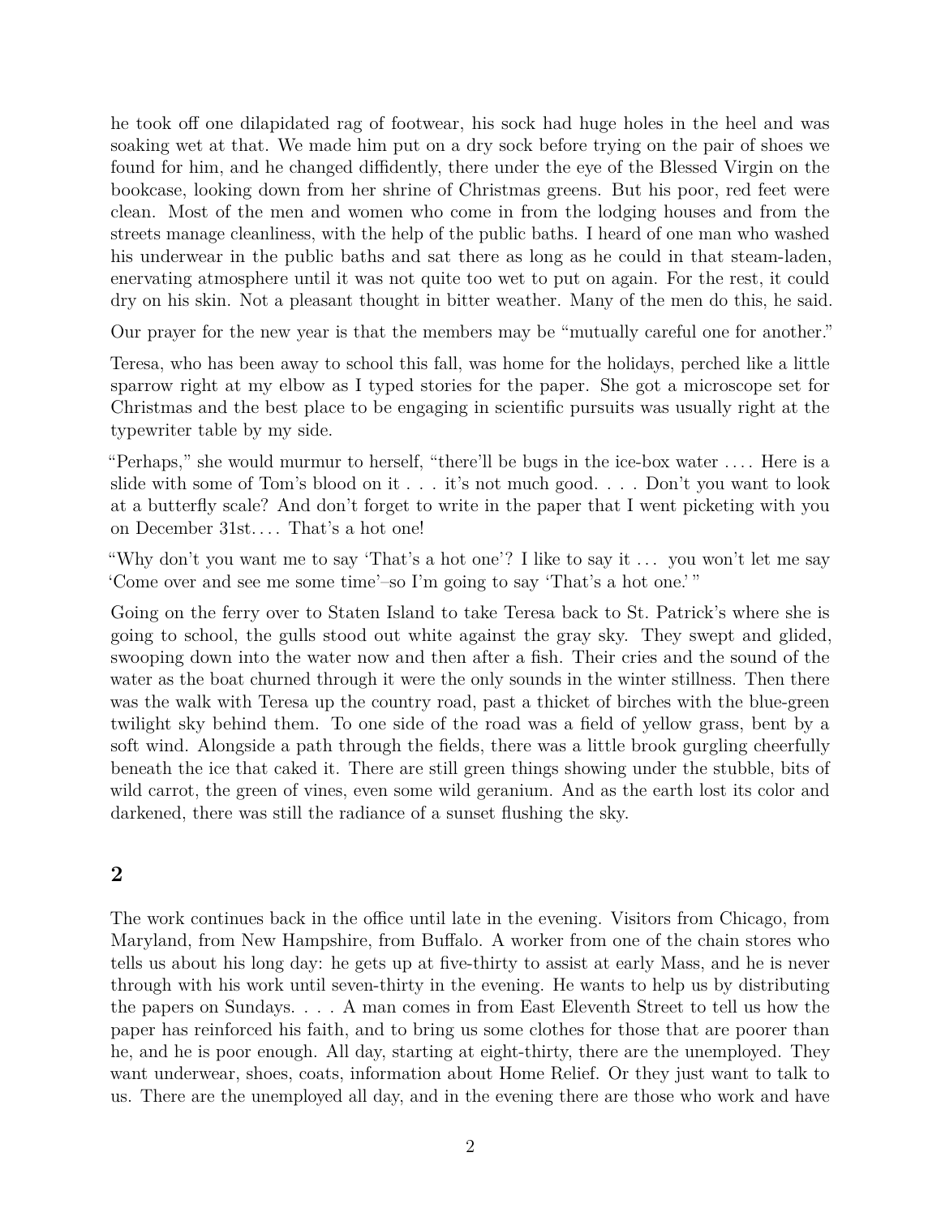he took off one dilapidated rag of footwear, his sock had huge holes in the heel and was soaking wet at that. We made him put on a dry sock before trying on the pair of shoes we found for him, and he changed diffidently, there under the eye of the Blessed Virgin on the bookcase, looking down from her shrine of Christmas greens. But his poor, red feet were clean. Most of the men and women who come in from the lodging houses and from the streets manage cleanliness, with the help of the public baths. I heard of one man who washed his underwear in the public baths and sat there as long as he could in that steam-laden, enervating atmosphere until it was not quite too wet to put on again. For the rest, it could dry on his skin. Not a pleasant thought in bitter weather. Many of the men do this, he said.

Our prayer for the new year is that the members may be "mutually careful one for another."

Teresa, who has been away to school this fall, was home for the holidays, perched like a little sparrow right at my elbow as I typed stories for the paper. She got a microscope set for Christmas and the best place to be engaging in scientific pursuits was usually right at the typewriter table by my side.

"Perhaps," she would murmur to herself, "there'll be bugs in the ice-box water .... Here is a slide with some of Tom's blood on it . . . it's not much good. . . . Don't you want to look at a butterfly scale? And don't forget to write in the paper that I went picketing with you on December 31st.... That's a hot one!

"Why don't you want me to say 'That's a hot one'? I like to say it ... you won't let me say 'Come over and see me some time'–so I'm going to say 'That's a hot one.' "

Going on the ferry over to Staten Island to take Teresa back to St. Patrick's where she is going to school, the gulls stood out white against the gray sky. They swept and glided, swooping down into the water now and then after a fish. Their cries and the sound of the water as the boat churned through it were the only sounds in the winter stillness. Then there was the walk with Teresa up the country road, past a thicket of birches with the blue-green twilight sky behind them. To one side of the road was a field of yellow grass, bent by a soft wind. Alongside a path through the fields, there was a little brook gurgling cheerfully beneath the ice that caked it. There are still green things showing under the stubble, bits of wild carrot, the green of vines, even some wild geranium. And as the earth lost its color and darkened, there was still the radiance of a sunset flushing the sky.

## 2

The work continues back in the office until late in the evening. Visitors from Chicago, from Maryland, from New Hampshire, from Buffalo. A worker from one of the chain stores who tells us about his long day: he gets up at five-thirty to assist at early Mass, and he is never through with his work until seven-thirty in the evening. He wants to help us by distributing the papers on Sundays. . . . A man comes in from East Eleventh Street to tell us how the paper has reinforced his faith, and to bring us some clothes for those that are poorer than he, and he is poor enough. All day, starting at eight-thirty, there are the unemployed. They want underwear, shoes, coats, information about Home Relief. Or they just want to talk to us. There are the unemployed all day, and in the evening there are those who work and have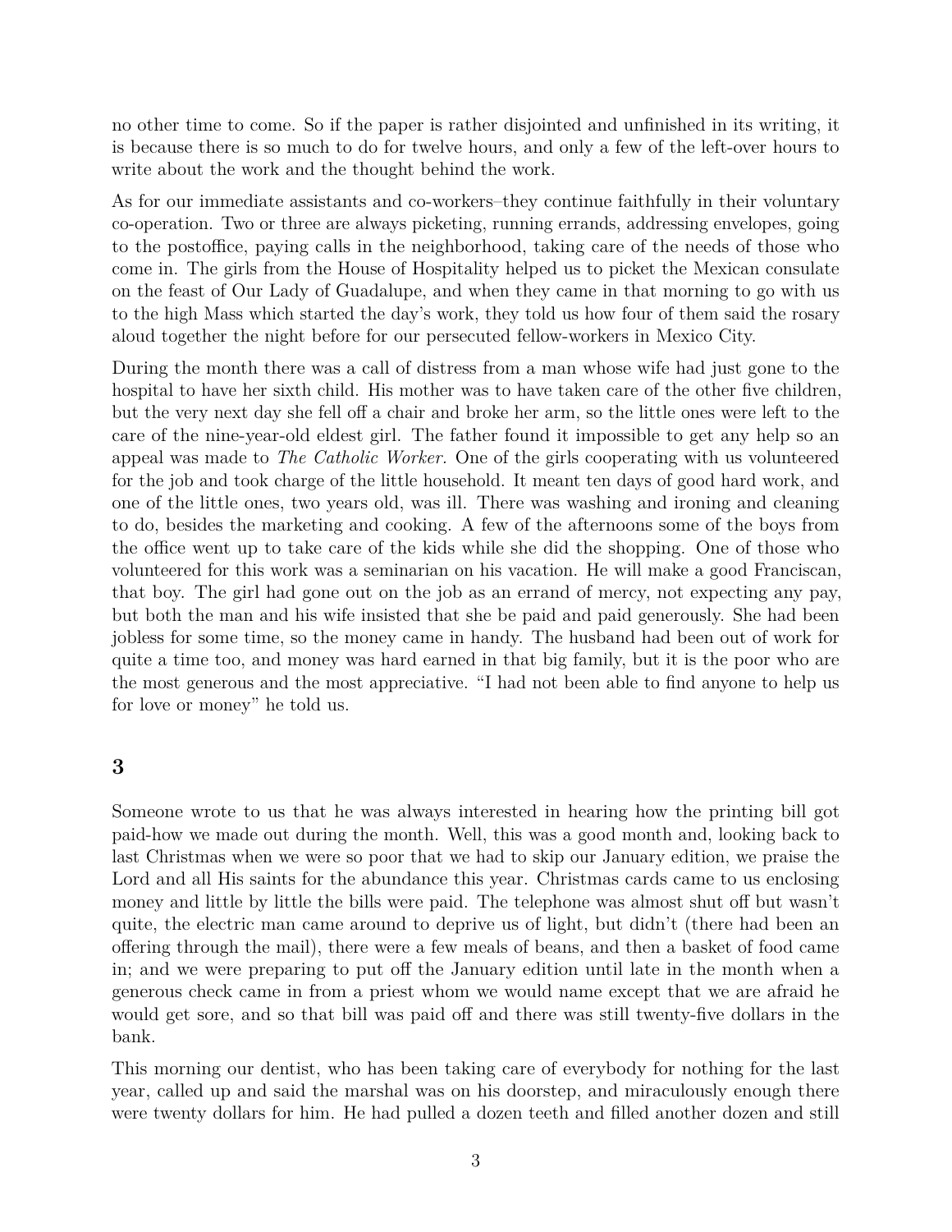no other time to come. So if the paper is rather disjointed and unfinished in its writing, it is because there is so much to do for twelve hours, and only a few of the left-over hours to write about the work and the thought behind the work.

As for our immediate assistants and co-workers–they continue faithfully in their voluntary co-operation. Two or three are always picketing, running errands, addressing envelopes, going to the postoffice, paying calls in the neighborhood, taking care of the needs of those who come in. The girls from the House of Hospitality helped us to picket the Mexican consulate on the feast of Our Lady of Guadalupe, and when they came in that morning to go with us to the high Mass which started the day's work, they told us how four of them said the rosary aloud together the night before for our persecuted fellow-workers in Mexico City.

During the month there was a call of distress from a man whose wife had just gone to the hospital to have her sixth child. His mother was to have taken care of the other five children, but the very next day she fell off a chair and broke her arm, so the little ones were left to the care of the nine-year-old eldest girl. The father found it impossible to get any help so an appeal was made to *The Catholic Worker.* One of the girls cooperating with us volunteered for the job and took charge of the little household. It meant ten days of good hard work, and one of the little ones, two years old, was ill. There was washing and ironing and cleaning to do, besides the marketing and cooking. A few of the afternoons some of the boys from the office went up to take care of the kids while she did the shopping. One of those who volunteered for this work was a seminarian on his vacation. He will make a good Franciscan, that boy. The girl had gone out on the job as an errand of mercy, not expecting any pay, but both the man and his wife insisted that she be paid and paid generously. She had been jobless for some time, so the money came in handy. The husband had been out of work for quite a time too, and money was hard earned in that big family, but it is the poor who are the most generous and the most appreciative. "I had not been able to find anyone to help us for love or money" he told us.

## 3

Someone wrote to us that he was always interested in hearing how the printing bill got paid-how we made out during the month. Well, this was a good month and, looking back to last Christmas when we were so poor that we had to skip our January edition, we praise the Lord and all His saints for the abundance this year. Christmas cards came to us enclosing money and little by little the bills were paid. The telephone was almost shut off but wasn't quite, the electric man came around to deprive us of light, but didn't (there had been an offering through the mail), there were a few meals of beans, and then a basket of food came in; and we were preparing to put off the January edition until late in the month when a generous check came in from a priest whom we would name except that we are afraid he would get sore, and so that bill was paid off and there was still twenty-five dollars in the bank.

This morning our dentist, who has been taking care of everybody for nothing for the last year, called up and said the marshal was on his doorstep, and miraculously enough there were twenty dollars for him. He had pulled a dozen teeth and filled another dozen and still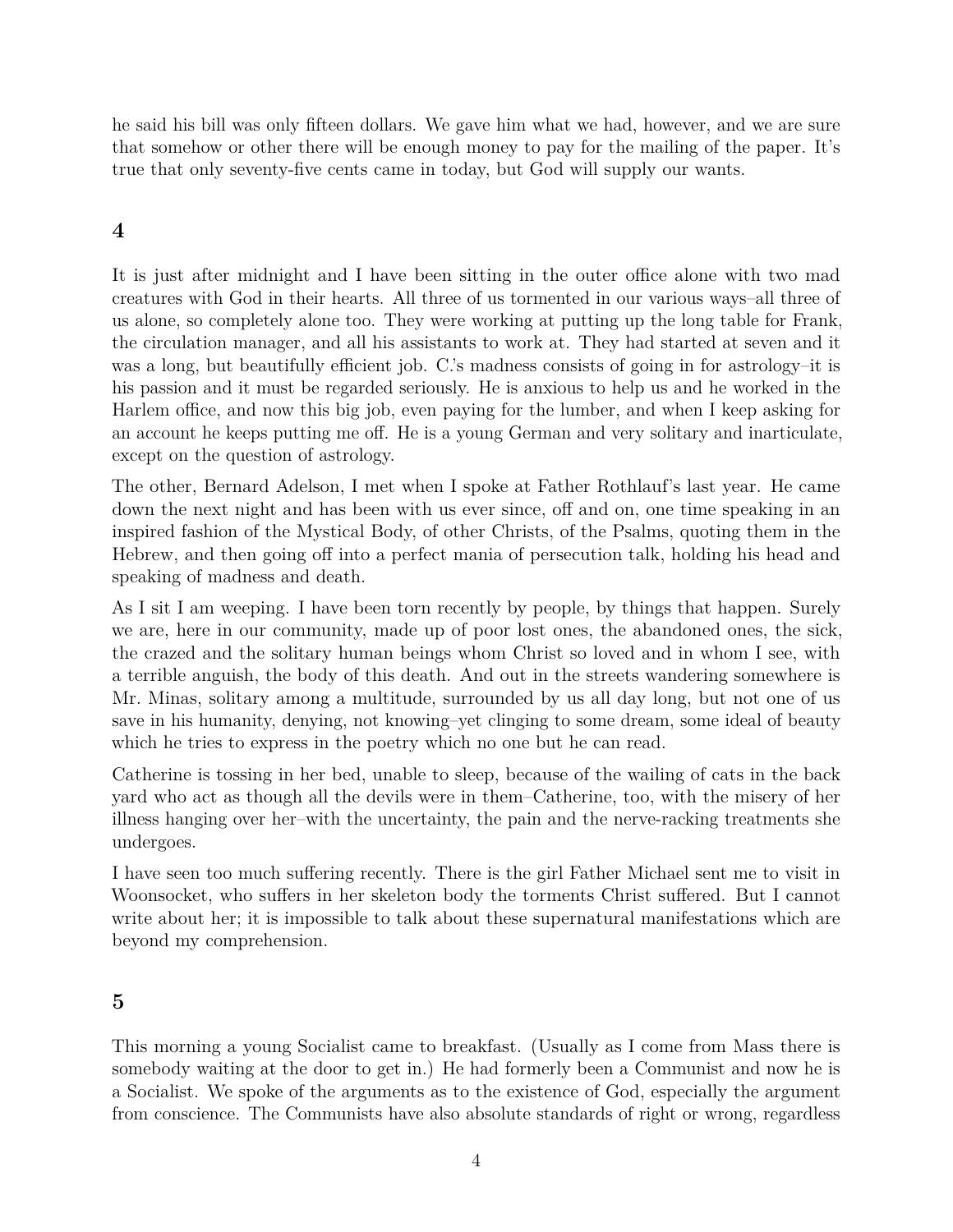he said his bill was only fifteen dollars. We gave him what we had, however, and we are sure that somehow or other there will be enough money to pay for the mailing of the paper. It's true that only seventy-five cents came in today, but God will supply our wants.

## 4

It is just after midnight and I have been sitting in the outer office alone with two mad creatures with God in their hearts. All three of us tormented in our various ways–all three of us alone, so completely alone too. They were working at putting up the long table for Frank, the circulation manager, and all his assistants to work at. They had started at seven and it was a long, but beautifully efficient job. C.'s madness consists of going in for astrology–it is his passion and it must be regarded seriously. He is anxious to help us and he worked in the Harlem office, and now this big job, even paying for the lumber, and when I keep asking for an account he keeps putting me off. He is a young German and very solitary and inarticulate, except on the question of astrology.

The other, Bernard Adelson, I met when I spoke at Father Rothlauf's last year. He came down the next night and has been with us ever since, off and on, one time speaking in an inspired fashion of the Mystical Body, of other Christs, of the Psalms, quoting them in the Hebrew, and then going off into a perfect mania of persecution talk, holding his head and speaking of madness and death.

As I sit I am weeping. I have been torn recently by people, by things that happen. Surely we are, here in our community, made up of poor lost ones, the abandoned ones, the sick, the crazed and the solitary human beings whom Christ so loved and in whom I see, with a terrible anguish, the body of this death. And out in the streets wandering somewhere is Mr. Minas, solitary among a multitude, surrounded by us all day long, but not one of us save in his humanity, denying, not knowing–yet clinging to some dream, some ideal of beauty which he tries to express in the poetry which no one but he can read.

Catherine is tossing in her bed, unable to sleep, because of the wailing of cats in the back yard who act as though all the devils were in them–Catherine, too, with the misery of her illness hanging over her–with the uncertainty, the pain and the nerve-racking treatments she undergoes.

I have seen too much suffering recently. There is the girl Father Michael sent me to visit in Woonsocket, who suffers in her skeleton body the torments Christ suffered. But I cannot write about her; it is impossible to talk about these supernatural manifestations which are beyond my comprehension.

## 5

This morning a young Socialist came to breakfast. (Usually as I come from Mass there is somebody waiting at the door to get in.) He had formerly been a Communist and now he is a Socialist. We spoke of the arguments as to the existence of God, especially the argument from conscience. The Communists have also absolute standards of right or wrong, regardless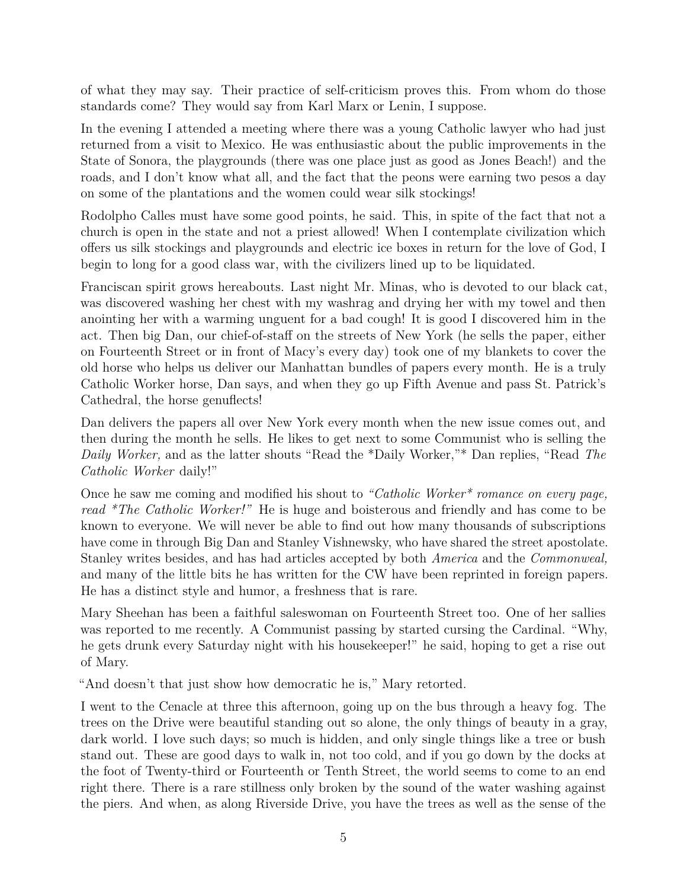of what they may say. Their practice of self-criticism proves this. From whom do those standards come? They would say from Karl Marx or Lenin, I suppose.

In the evening I attended a meeting where there was a young Catholic lawyer who had just returned from a visit to Mexico. He was enthusiastic about the public improvements in the State of Sonora, the playgrounds (there was one place just as good as Jones Beach!) and the roads, and I don't know what all, and the fact that the peons were earning two pesos a day on some of the plantations and the women could wear silk stockings!

Rodolpho Calles must have some good points, he said. This, in spite of the fact that not a church is open in the state and not a priest allowed! When I contemplate civilization which offers us silk stockings and playgrounds and electric ice boxes in return for the love of God, I begin to long for a good class war, with the civilizers lined up to be liquidated.

Franciscan spirit grows hereabouts. Last night Mr. Minas, who is devoted to our black cat, was discovered washing her chest with my washrag and drying her with my towel and then anointing her with a warming unguent for a bad cough! It is good I discovered him in the act. Then big Dan, our chief-of-staff on the streets of New York (he sells the paper, either on Fourteenth Street or in front of Macy's every day) took one of my blankets to cover the old horse who helps us deliver our Manhattan bundles of papers every month. He is a truly Catholic Worker horse, Dan says, and when they go up Fifth Avenue and pass St. Patrick's Cathedral, the horse genuflects!

Dan delivers the papers all over New York every month when the new issue comes out, and then during the month he sells. He likes to get next to some Communist who is selling the *Daily Worker,* and as the latter shouts "Read the *Daily Worker,*" Dan replies, "Read *The Catholic Worker* daily!"

Once he saw me coming and modified his shout to *"Catholic Worker* romance on every page, read *The Catholic Worker!"* He is huge and boisterous and friendly and has come to be known to everyone. We will never be able to find out how many thousands of subscriptions have come in through Big Dan and Stanley Vishnewsky, who have shared the street apostolate. Stanley writes besides, and has had articles accepted by both *America* and the *Commonweal,* and many of the little bits he has written for the CW have been reprinted in foreign papers. He has a distinct style and humor, a freshness that is rare.

Mary Sheehan has been a faithful saleswoman on Fourteenth Street too. One of her sallies was reported to me recently. A Communist passing by started cursing the Cardinal. "Why, he gets drunk every Saturday night with his housekeeper!" he said, hoping to get a rise out of Mary.

"And doesn't that just show how democratic he is," Mary retorted.

I went to the Cenacle at three this afternoon, going up on the bus through a heavy fog. The trees on the Drive were beautiful standing out so alone, the only things of beauty in a gray, dark world. I love such days; so much is hidden, and only single things like a tree or bush stand out. These are good days to walk in, not too cold, and if you go down by the docks at the foot of Twenty-third or Fourteenth or Tenth Street, the world seems to come to an end right there. There is a rare stillness only broken by the sound of the water washing against the piers. And when, as along Riverside Drive, you have the trees as well as the sense of the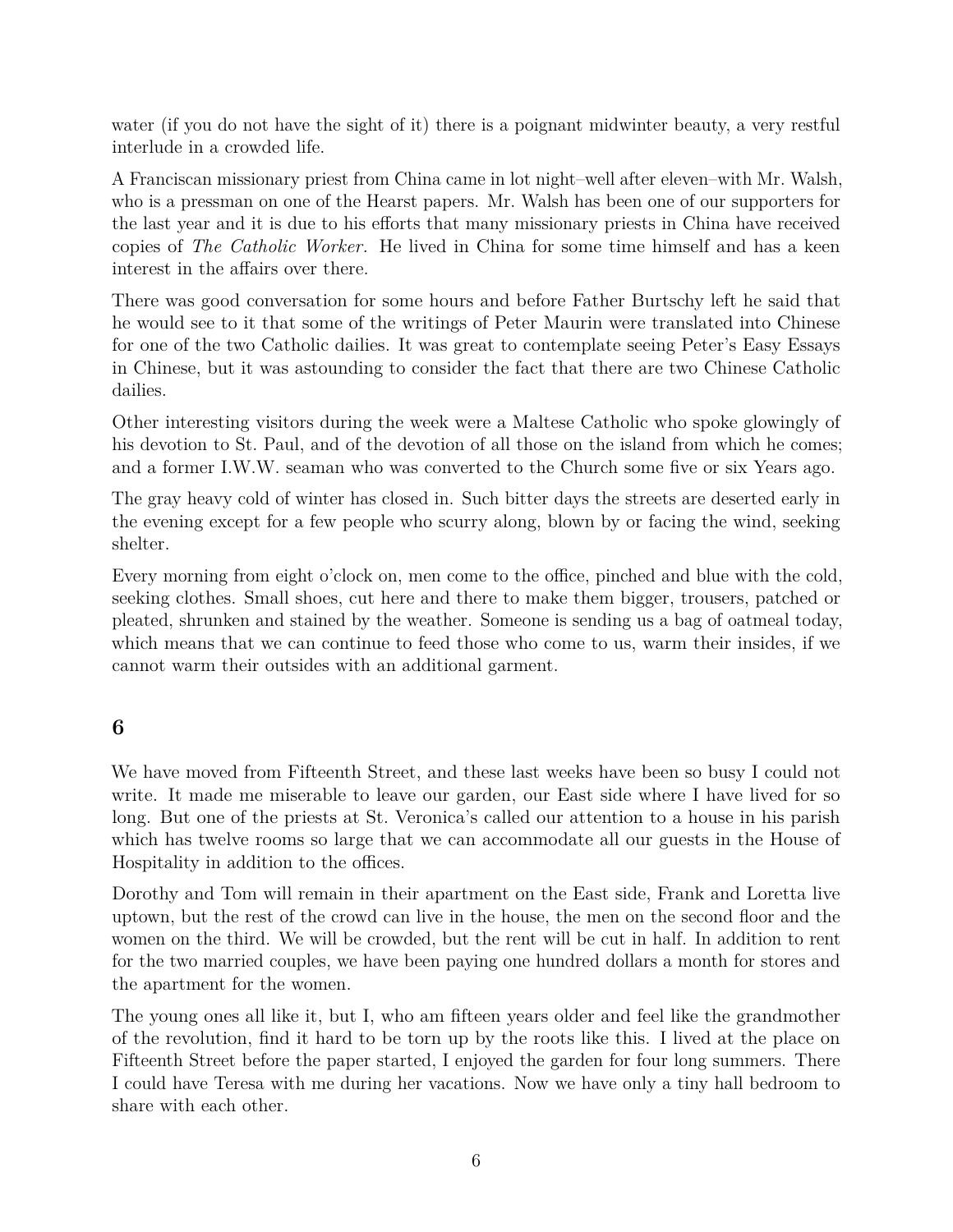water (if you do not have the sight of it) there is a poignant midwinter beauty, a very restful interlude in a crowded life.

A Franciscan missionary priest from China came in lot night–well after eleven–with Mr. Walsh, who is a pressman on one of the Hearst papers. Mr. Walsh has been one of our supporters for the last year and it is due to his efforts that many missionary priests in China have received copies of *The Catholic Worker*. He lived in China for some time himself and has a keen interest in the affairs over there.

There was good conversation for some hours and before Father Burtschy left he said that he would see to it that some of the writings of Peter Maurin were translated into Chinese for one of the two Catholic dailies. It was great to contemplate seeing Peter's Easy Essays in Chinese, but it was astounding to consider the fact that there are two Chinese Catholic dailies.

Other interesting visitors during the week were a Maltese Catholic who spoke glowingly of his devotion to St. Paul, and of the devotion of all those on the island from which he comes; and a former I.W.W. seaman who was converted to the Church some five or six Years ago.

The gray heavy cold of winter has closed in. Such bitter days the streets are deserted early in the evening except for a few people who scurry along, blown by or facing the wind, seeking shelter.

Every morning from eight o'clock on, men come to the office, pinched and blue with the cold, seeking clothes. Small shoes, cut here and there to make them bigger, trousers, patched or pleated, shrunken and stained by the weather. Someone is sending us a bag of oatmeal today, which means that we can continue to feed those who come to us, warm their insides, if we cannot warm their outsides with an additional garment.

## 6

We have moved from Fifteenth Street, and these last weeks have been so busy I could not write. It made me miserable to leave our garden, our East side where I have lived for so long. But one of the priests at St. Veronica's called our attention to a house in his parish which has twelve rooms so large that we can accommodate all our guests in the House of Hospitality in addition to the offices.

Dorothy and Tom will remain in their apartment on the East side, Frank and Loretta live uptown, but the rest of the crowd can live in the house, the men on the second floor and the women on the third. We will be crowded, but the rent will be cut in half. In addition to rent for the two married couples, we have been paying one hundred dollars a month for stores and the apartment for the women.

The young ones all like it, but I, who am fifteen years older and feel like the grandmother of the revolution, find it hard to be torn up by the roots like this. I lived at the place on Fifteenth Street before the paper started, I enjoyed the garden for four long summers. There I could have Teresa with me during her vacations. Now we have only a tiny hall bedroom to share with each other.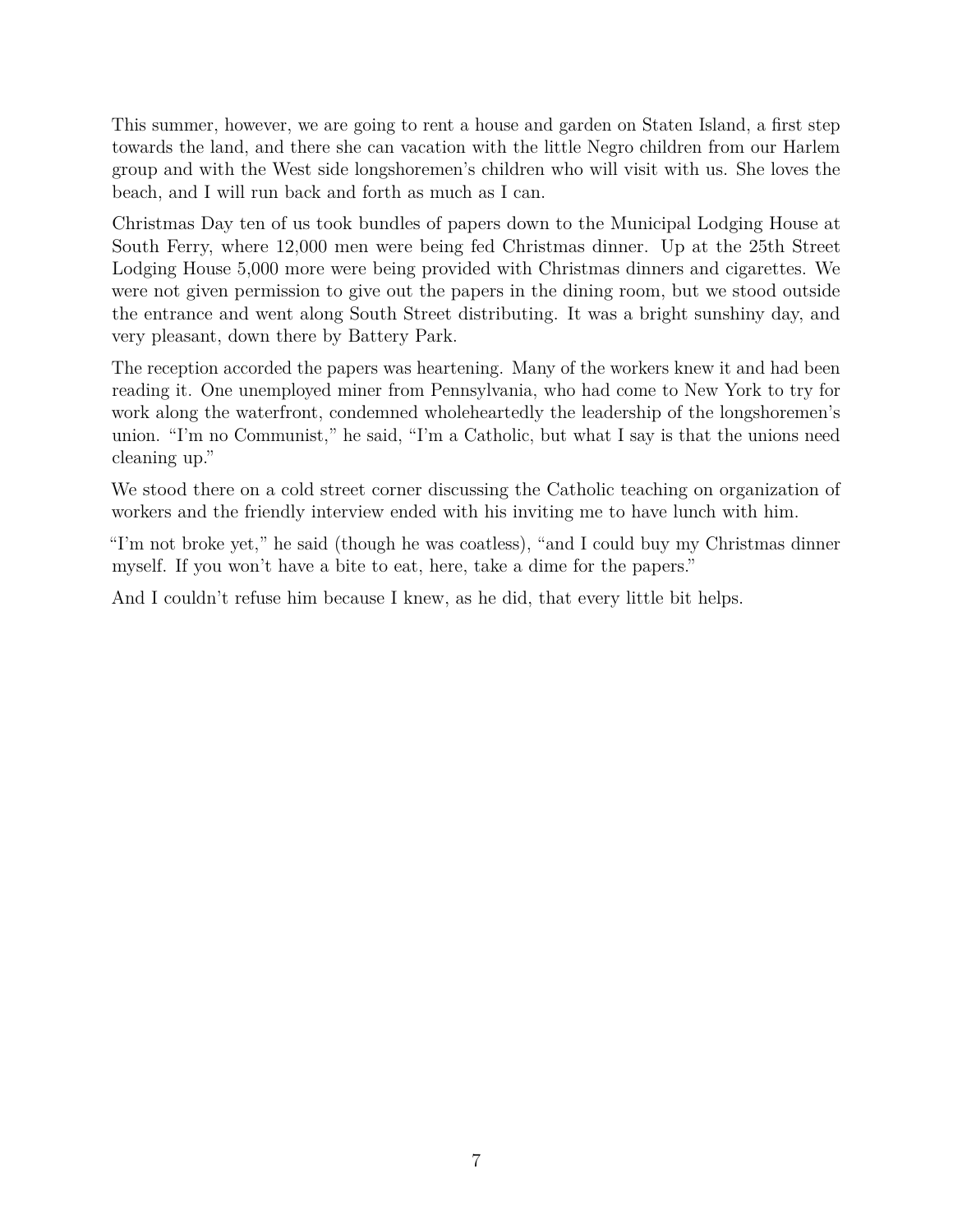This summer, however, we are going to rent a house and garden on Staten Island, a first step towards the land, and there she can vacation with the little Negro children from our Harlem group and with the West side longshoremen's children who will visit with us. She loves the beach, and I will run back and forth as much as I can.

Christmas Day ten of us took bundles of papers down to the Municipal Lodging House at South Ferry, where 12,000 men were being fed Christmas dinner. Up at the 25th Street Lodging House 5,000 more were being provided with Christmas dinners and cigarettes. We were not given permission to give out the papers in the dining room, but we stood outside the entrance and went along South Street distributing. It was a bright sunshiny day, and very pleasant, down there by Battery Park.

The reception accorded the papers was heartening. Many of the workers knew it and had been reading it. One unemployed miner from Pennsylvania, who had come to New York to try for work along the waterfront, condemned wholeheartedly the leadership of the longshoremen's union. "I'm no Communist," he said, "I'm a Catholic, but what I say is that the unions need cleaning up."

We stood there on a cold street corner discussing the Catholic teaching on organization of workers and the friendly interview ended with his inviting me to have lunch with him.

"I'm not broke yet," he said (though he was coatless), "and I could buy my Christmas dinner myself. If you won't have a bite to eat, here, take a dime for the papers."

And I couldn't refuse him because I knew, as he did, that every little bit helps.